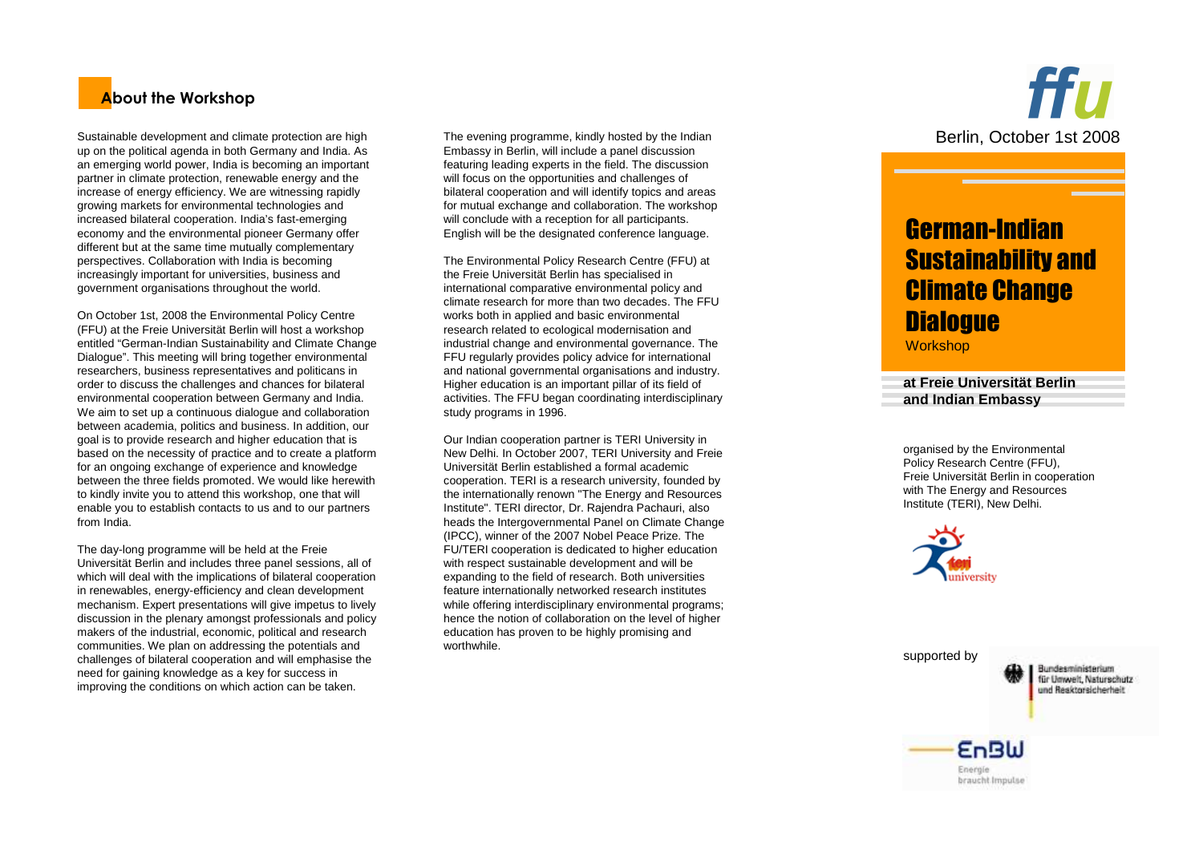## About the Workshop

Sustainable development and climate protection are high up on the political agenda in both Germany and India. As an emerging world power, India is becoming an important partner in climate protection, renewable energy and the increase of energy efficiency. We are witnessing rapidly growing markets for environmental technologies and increased bilateral cooperation. India's fast-emerging economy and the environmental pioneer Germany offer different but at the same time mutually complementary perspectives. Collaboration with India is becoming increasingly important for universities, business and government organisations throughout the world.

On October 1st, 2008 the Environmental Policy Centre (FFU) at the Freie Universität Berlin will host a workshop entitled "German-Indian Sustainability and Climate Change Dialogue". This meeting will bring together environmental researchers, business representatives and politicans in order to discuss the challenges and chances for bilateral environmental cooperation between Germany and India. We aim to set up a continuous dialogue and collaboration between academia, politics and business. In addition, our goal is to provide research and higher education that is based on the necessity of practice and to create a platform for an ongoing exchange of experience and knowledge between the three fields promoted. We would like herewith to kindly invite you to attend this workshop, one that will enable you to establish contacts to us and to our partners from India.

The day-long programme will be held at the Freie Universität Berlin and includes three panel sessions, all of which will deal with the implications of bilateral cooperation in renewables, energy-efficiency and clean development mechanism. Expert presentations will give impetus to lively discussion in the plenary amongst professionals and policy makers of the industrial, economic, political and research communities. We plan on addressing the potentials and challenges of bilateral cooperation and will emphasise the need for gaining knowledge as a key for success in improving the conditions on which action can be taken.

The evening programme, kindly hosted by the Indian Embassy in Berlin, will include a panel discussion featuring leading experts in the field. The discussion will focus on the opportunities and challenges of bilateral cooperation and will identify topics and areas for mutual exchange and collaboration. The workshop will conclude with a reception for all participants. English will be the designated conference language.

The Environmental Policy Research Centre (FFU) at the Freie Universität Berlin has specialised in international comparative environmental policy and climate research for more than two decades. The FFU works both in applied and basic environmental research related to ecological modernisation and industrial change and environmental governance. The FFU regularly provides policy advice for international and national governmental organisations and industry. Higher education is an important pillar of its field of activities. The FFU began coordinating interdisciplinary study programs in 1996.

Our Indian cooperation partner is TERI University in New Delhi. In October 2007, TERI University and Freie Universität Berlin established a formal academic cooperation. TERI is a research university, founded by the internationally renown "The Energy and Resources Institute". TERI director, Dr. Rajendra Pachauri, also heads the Intergovernmental Panel on Climate Change (IPCC), winner of the 2007 Nobel Peace Prize. The FU/TERI cooperation is dedicated to higher education with respect sustainable development and will be expanding to the field of research. Both universities feature internationally networked research institutes while offering interdisciplinary environmental programs; hence the notion of collaboration on the level of higher education has proven to be highly promising and worthwhile.

ffu

Berlin, October 1st 2008

# German-Indian Sustainability and Climate Change Dialogue

Workshop

**at Freie Universität Berlin and Indian Embassy**

organised by the Environmental Policy Research Centre (FFU), Freie Universität Berlin in cooperation with The Energy and Resources Institute (TERI), New Delhi.

teri university

supported by

Bundesministerium für Umwelt, Naturschutz und Reaktorsicherheit

EnBW Energie braucht Impulse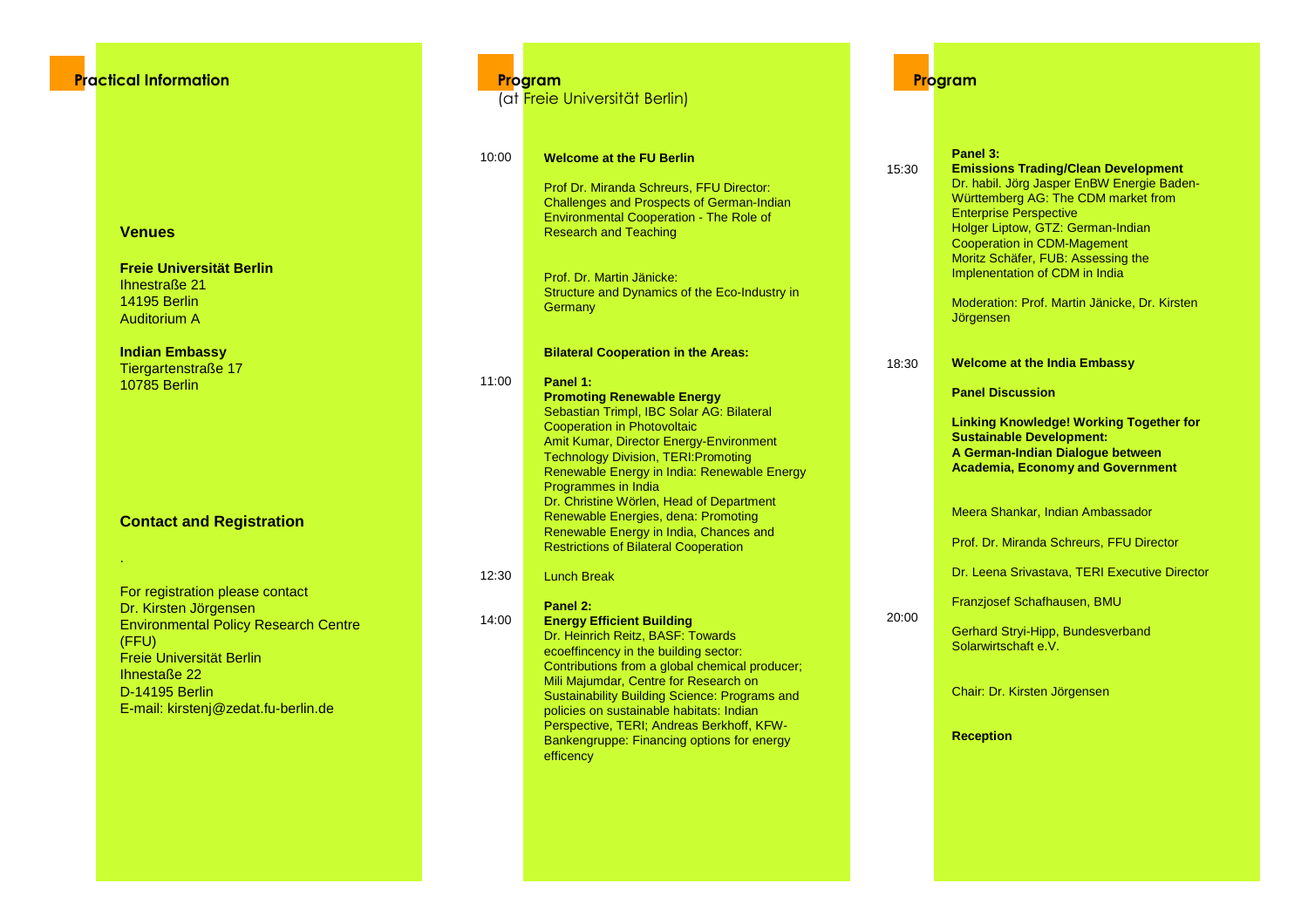## Practical Information

### Venues

**Freie Universität Berlin**
Ihnestraße 21
14195 Berlin
Auditorium A

**Indian Embassy**
Tiergartenstraße 17
10785 Berlin

### Contact and Registration

.

For registration please contact
Dr. Kirsten Jörgensen
Environmental Policy Research Centre (FFU)
Freie Universität Berlin
Ihnestaße 22
D-14195 Berlin
E-mail: kirstenj@zedat.fu-berlin.de

## Program
(at Freie Universität Berlin)

10:00

**Welcome at the FU Berlin**

Prof Dr. Miranda Schreurs, FFU Director: Challenges and Prospects of German-Indian Environmental Cooperation - The Role of Research and Teaching

Prof. Dr. Martin Jänicke:
Structure and Dynamics of the Eco-Industry in Germany

**Bilateral Cooperation in the Areas:**

11:00

**Panel 1:**
**Promoting Renewable Energy**
Sebastian Trimpl, IBC Solar AG: Bilateral Cooperation in Photovoltaic
Amit Kumar, Director Energy-Environment Technology Division, TERI:Promoting Renewable Energy in India: Renewable Energy Programmes in India
Dr. Christine Wörlen, Head of Department Renewable Energies, dena: Promoting Renewable Energy in India, Chances and Restrictions of Bilateral Cooperation

12:30

Lunch Break

14:00

**Panel 2:**
**Energy Efficient Building**
Dr. Heinrich Reitz, BASF: Towards ecoeffincency in the building sector: Contributions from a global chemical producer; Mili Majumdar, Centre for Research on Sustainability Building Science: Programs and policies on sustainable habitats: Indian Perspective, TERI; Andreas Berkhoff, KFW-Bankengruppe: Financing options for energy efficency

## Program

15:30

**Panel 3:**
**Emissions Trading/Clean Development**
Dr. habil. Jörg Jasper EnBW Energie Baden-Württemberg AG: The CDM market from Enterprise Perspective
Holger Liptow, GTZ: German-Indian Cooperation in CDM-Magement
Moritz Schäfer, FUB: Assessing the Implenentation of CDM in India

Moderation: Prof. Martin Jänicke, Dr. Kirsten Jörgensen

18:30

**Welcome at the India Embassy**

**Panel Discussion**

**Linking Knowledge! Working Together for Sustainable Development:**
**A German-Indian Dialogue between Academia, Economy and Government**

Meera Shankar, Indian Ambassador

Prof. Dr. Miranda Schreurs, FFU Director

Dr. Leena Srivastava, TERI Executive Director

Franzjosef Schafhausen, BMU

Gerhard Stryi-Hipp, Bundesverband Solarwirtschaft e.V.

Chair: Dr. Kirsten Jörgensen

20:00

**Reception**